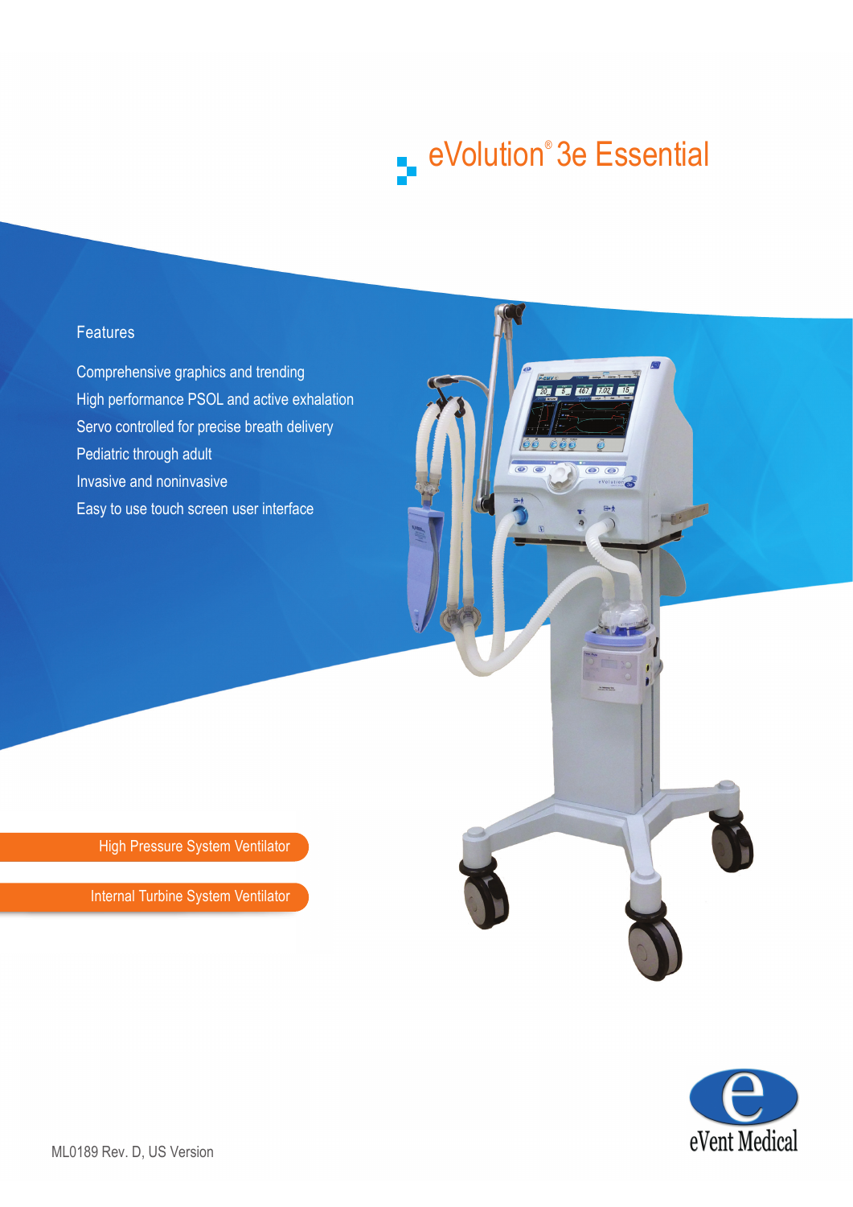# eVolution® 3e Essential

## Features

- Comprehensive graphics and trending
- High performance PSOL and active exhalation
- Servo controlled for precise breath delivery
- Pediatric through adult
- Invasive and noninvasive
- Easy to use touch screen user interface

High Pressure System Ventilator

Internal Turbine System Ventilator

eVent Medical

ML0189 Rev. D, US Version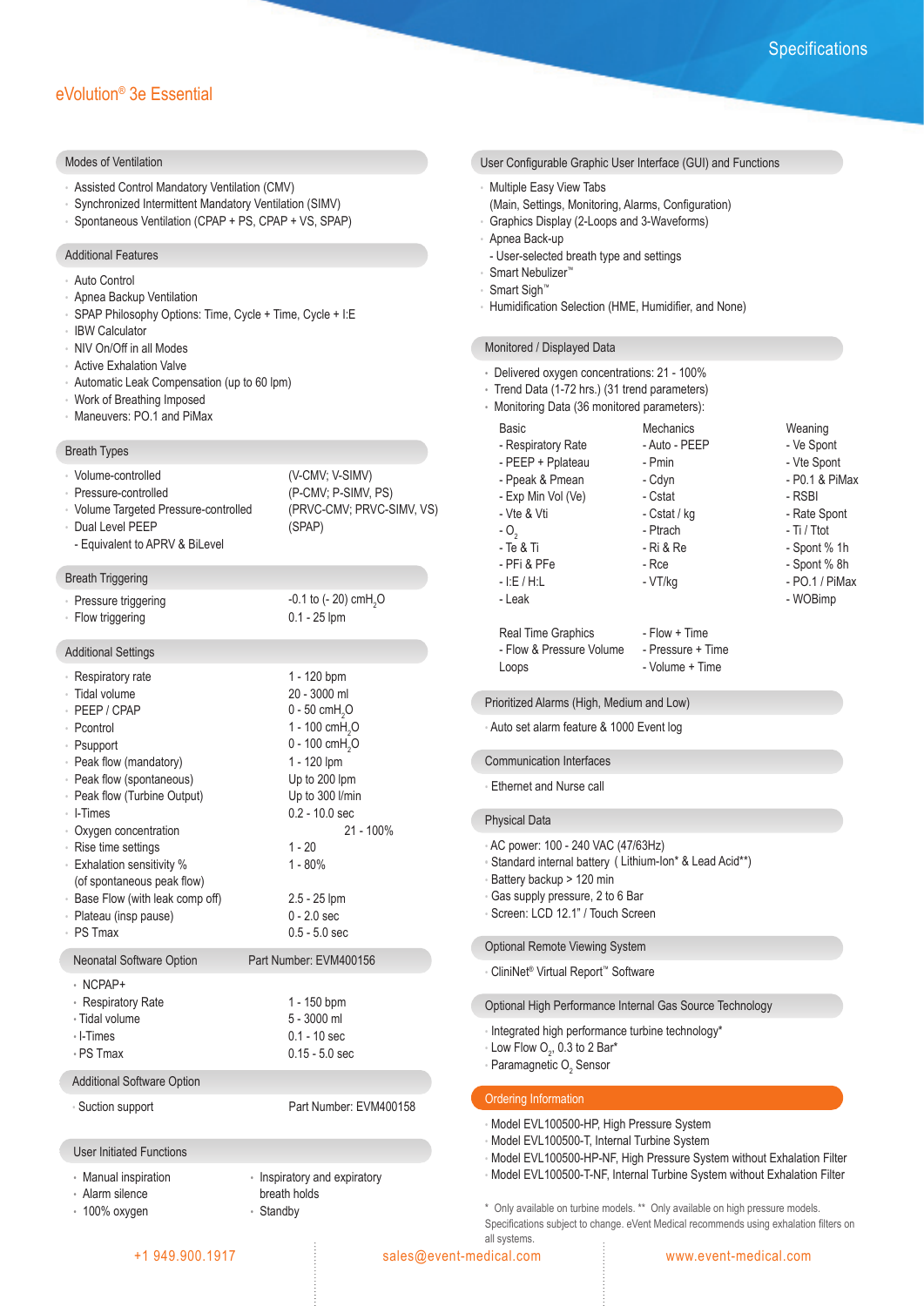# eVolution® 3e Essential

## Specifications

### Modes of Ventilation

- Assisted Control Mandatory Ventilation (CMV)
- Synchronized Intermittent Mandatory Ventilation (SIMV)
- Spontaneous Ventilation (CPAP + PS, CPAP + VS, SPAP)

### Additional Features

- Auto Control
- Apnea Backup Ventilation
- SPAP Philosophy Options: Time, Cycle + Time, Cycle + I:E
- IBW Calculator
- NIV On/Off in all Modes
- Active Exhalation Valve
- Automatic Leak Compensation (up to 60 lpm)
- Work of Breathing Imposed
- Maneuvers: PO.1 and PiMax

### Breath Types

| | |
|---|---|
| Volume-controlled | (V-CMV; V-SIMV) |
| Pressure-controlled | (P-CMV; P-SIMV, PS) |
| Volume Targeted Pressure-controlled | (PRVC-CMV; PRVC-SIMV, VS) |
| Dual Level PEEP | (SPAP) |
| - Equivalent to APRV & BiLevel | |

### Breath Triggering

| | |
|---|---|
| Pressure triggering | -0.1 to (- 20) $cmH_2O$ |
| Flow triggering | 0.1 - 25 lpm |

### Additional Settings

| | |
|---|---|
| Respiratory rate | 1 - 120 bpm |
| Tidal volume | 20 - 3000 ml |
| PEEP / CPAP | 0 - 50 $cmH_2O$ |
| Pcontrol | 1 - 100 $cmH_2O$ |
| Psupport | 0 - 100 $cmH_2O$ |
| Peak flow (mandatory) | 1 - 120 lpm |
| Peak flow (spontaneous) | Up to 200 lpm |
| Peak flow (Turbine Output) | Up to 300 l/min |
| I-Times | 0.2 - 10.0 sec |
| Oxygen concentration | 21 - 100% |
| Rise time settings | 1 - 20 |
| Exhalation sensitivity % (of spontaneous peak flow) | 1 - 80% |
| Base Flow (with leak comp off) | 2.5 - 25 lpm |
| Plateau (insp pause) | 0 - 2.0 sec |
| PS Tmax | 0.5 - 5.0 sec |

### Neonatal Software Option — Part Number: EVM400156

| | |
|---|---|
| NCPAP+ | |
| Respiratory Rate | 1 - 150 bpm |
| Tidal volume | 5 - 3000 ml |
| I-Times | 0.1 - 10 sec |
| PS Tmax | 0.15 - 5.0 sec |

### Additional Software Option

| | |
|---|---|
| Suction support | Part Number: EVM400158 |

### User Initiated Functions

- Manual inspiration
- Alarm silence
- 100% oxygen
- Inspiratory and expiratory breath holds
- Standby

### User Configurable Graphic User Interface (GUI) and Functions

- Multiple Easy View Tabs
  (Main, Settings, Monitoring, Alarms, Configuration)
- Graphics Display (2-Loops and 3-Waveforms)
- Apnea Back-up
  - User-selected breath type and settings
- Smart Nebulizer™
- Smart Sigh™
- Humidification Selection (HME, Humidifier, and None)

### Monitored / Displayed Data

- Delivered oxygen concentrations: 21 - 100%
- Trend Data (1-72 hrs.) (31 trend parameters)
- Monitoring Data (36 monitored parameters):

| Basic | Mechanics | Weaning |
|---|---|---|
| - Respiratory Rate | - Auto - PEEP | - Ve Spont |
| - PEEP + Pplateau | - Pmin | - Vte Spont |
| - Ppeak & Pmean | - Cdyn | - P0.1 & PiMax |
| - Exp Min Vol (Ve) | - Cstat | - RSBI |
| - Vte & Vti | - Cstat / kg | - Rate Spont |
| - $O_2$ | - Ptrach | - Ti / Ttot |
| - Te & Ti | - Ri & Re | - Spont % 1h |
| - PFi & PFe | - Rce | - Spont % 8h |
| - I:E / H:L | - VT/kg | - PO.1 / PiMax |
| - Leak | | - WOBimp |

| | |
|---|---|
| Real Time Graphics | - Flow + Time |
| - Flow & Pressure Volume | - Pressure + Time |
| Loops | - Volume + Time |

### Prioritized Alarms (High, Medium and Low)

- Auto set alarm feature & 1000 Event log

### Communication Interfaces

- Ethernet and Nurse call

### Physical Data

- AC power: 100 - 240 VAC (47/63Hz)
- Standard internal battery ( Lithium-Ion* & Lead Acid**)
- Battery backup > 120 min
- Gas supply pressure, 2 to 6 Bar
- Screen: LCD 12.1" / Touch Screen

### Optional Remote Viewing System

- CliniNet® Virtual Report™ Software

### Optional High Performance Internal Gas Source Technology

- Integrated high performance turbine technology*
- Low Flow $O_2$, 0.3 to 2 Bar*
- Paramagnetic $O_2$ Sensor

### Ordering Information

- Model EVL100500-HP, High Pressure System
- Model EVL100500-T, Internal Turbine System
- Model EVL100500-HP-NF, High Pressure System without Exhalation Filter
- Model EVL100500-T-NF, Internal Turbine System without Exhalation Filter

\* Only available on turbine models. ** Only available on high pressure models.
Specifications subject to change. eVent Medical recommends using exhalation filters on all systems.

+1 949.900.1917 | sales@event-medical.com | www.event-medical.com